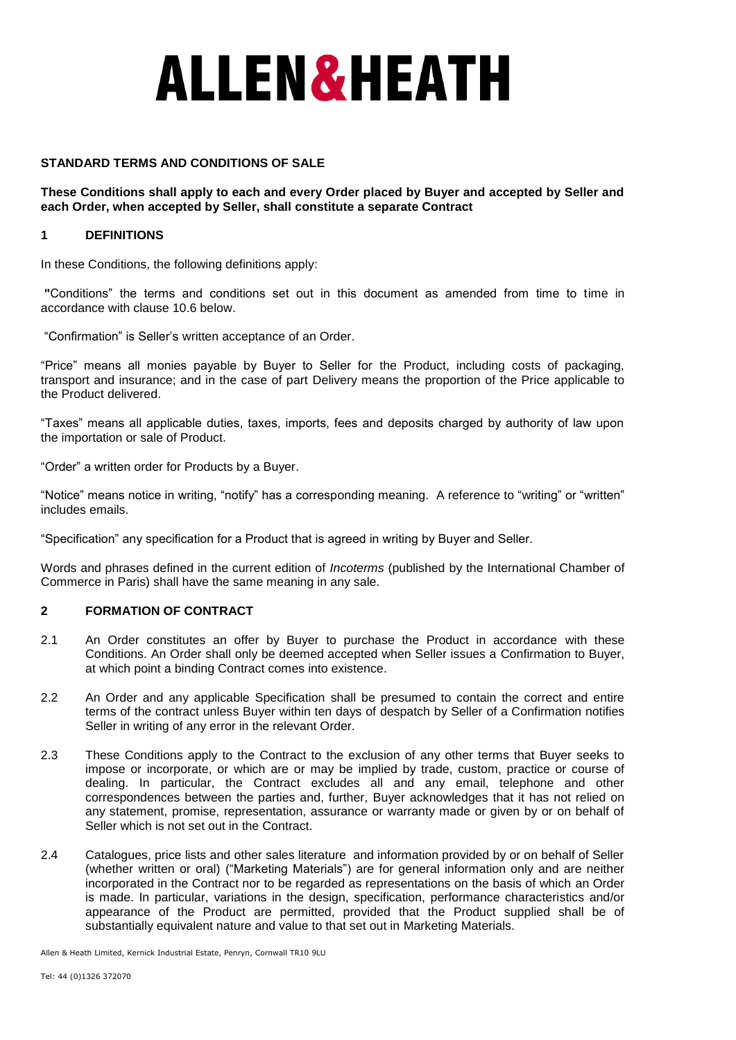# ALLEN&HEATH

## STANDARD TERMS AND CONDITIONS OF SALE

**These Conditions shall apply to each and every Order placed by Buyer and accepted by Seller and each Order, when accepted by Seller, shall constitute a separate Contract**

### 1 DEFINITIONS

In these Conditions, the following definitions apply:

"Conditions" the terms and conditions set out in this document as amended from time to time in accordance with clause 10.6 below.

"Confirmation" is Seller's written acceptance of an Order.

"Price" means all monies payable by Buyer to Seller for the Product, including costs of packaging, transport and insurance; and in the case of part Delivery means the proportion of the Price applicable to the Product delivered.

"Taxes" means all applicable duties, taxes, imports, fees and deposits charged by authority of law upon the importation or sale of Product.

"Order" a written order for Products by a Buyer.

"Notice" means notice in writing, "notify" has a corresponding meaning. A reference to "writing" or "written" includes emails.

"Specification" any specification for a Product that is agreed in writing by Buyer and Seller.

Words and phrases defined in the current edition of *Incoterms* (published by the International Chamber of Commerce in Paris) shall have the same meaning in any sale.

### 2 FORMATION OF CONTRACT

2.1 An Order constitutes an offer by Buyer to purchase the Product in accordance with these Conditions. An Order shall only be deemed accepted when Seller issues a Confirmation to Buyer, at which point a binding Contract comes into existence.

2.2 An Order and any applicable Specification shall be presumed to contain the correct and entire terms of the contract unless Buyer within ten days of despatch by Seller of a Confirmation notifies Seller in writing of any error in the relevant Order.

2.3 These Conditions apply to the Contract to the exclusion of any other terms that Buyer seeks to impose or incorporate, or which are or may be implied by trade, custom, practice or course of dealing. In particular, the Contract excludes all and any email, telephone and other correspondences between the parties and, further, Buyer acknowledges that it has not relied on any statement, promise, representation, assurance or warranty made or given by or on behalf of Seller which is not set out in the Contract.

2.4 Catalogues, price lists and other sales literature and information provided by or on behalf of Seller (whether written or oral) ("Marketing Materials") are for general information only and are neither incorporated in the Contract nor to be regarded as representations on the basis of which an Order is made. In particular, variations in the design, specification, performance characteristics and/or appearance of the Product are permitted, provided that the Product supplied shall be of substantially equivalent nature and value to that set out in Marketing Materials.

Allen & Heath Limited, Kernick Industrial Estate, Penryn, Cornwall TR10 9LU

Tel: 44 (0)1326 372070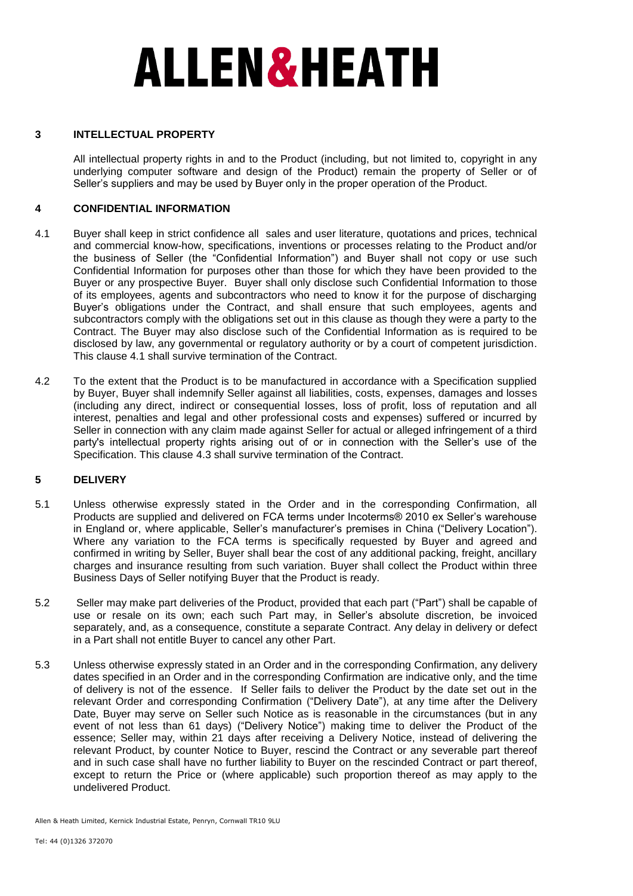## 3 INTELLECTUAL PROPERTY

All intellectual property rights in and to the Product (including, but not limited to, copyright in any underlying computer software and design of the Product) remain the property of Seller or of Seller's suppliers and may be used by Buyer only in the proper operation of the Product.

## 4 CONFIDENTIAL INFORMATION

4.1 Buyer shall keep in strict confidence all sales and user literature, quotations and prices, technical and commercial know-how, specifications, inventions or processes relating to the Product and/or the business of Seller (the "Confidential Information") and Buyer shall not copy or use such Confidential Information for purposes other than those for which they have been provided to the Buyer or any prospective Buyer. Buyer shall only disclose such Confidential Information to those of its employees, agents and subcontractors who need to know it for the purpose of discharging Buyer's obligations under the Contract, and shall ensure that such employees, agents and subcontractors comply with the obligations set out in this clause as though they were a party to the Contract. The Buyer may also disclose such of the Confidential Information as is required to be disclosed by law, any governmental or regulatory authority or by a court of competent jurisdiction. This clause 4.1 shall survive termination of the Contract.

4.2 To the extent that the Product is to be manufactured in accordance with a Specification supplied by Buyer, Buyer shall indemnify Seller against all liabilities, costs, expenses, damages and losses (including any direct, indirect or consequential losses, loss of profit, loss of reputation and all interest, penalties and legal and other professional costs and expenses) suffered or incurred by Seller in connection with any claim made against Seller for actual or alleged infringement of a third party's intellectual property rights arising out of or in connection with the Seller's use of the Specification. This clause 4.3 shall survive termination of the Contract.

## 5 DELIVERY

5.1 Unless otherwise expressly stated in the Order and in the corresponding Confirmation, all Products are supplied and delivered on FCA terms under Incoterms® 2010 ex Seller's warehouse in England or, where applicable, Seller's manufacturer's premises in China ("Delivery Location"). Where any variation to the FCA terms is specifically requested by Buyer and agreed and confirmed in writing by Seller, Buyer shall bear the cost of any additional packing, freight, ancillary charges and insurance resulting from such variation. Buyer shall collect the Product within three Business Days of Seller notifying Buyer that the Product is ready.

5.2 Seller may make part deliveries of the Product, provided that each part ("Part") shall be capable of use or resale on its own; each such Part may, in Seller's absolute discretion, be invoiced separately, and, as a consequence, constitute a separate Contract. Any delay in delivery or defect in a Part shall not entitle Buyer to cancel any other Part.

5.3 Unless otherwise expressly stated in an Order and in the corresponding Confirmation, any delivery dates specified in an Order and in the corresponding Confirmation are indicative only, and the time of delivery is not of the essence. If Seller fails to deliver the Product by the date set out in the relevant Order and corresponding Confirmation ("Delivery Date"), at any time after the Delivery Date, Buyer may serve on Seller such Notice as is reasonable in the circumstances (but in any event of not less than 61 days) ("Delivery Notice") making time to deliver the Product of the essence; Seller may, within 21 days after receiving a Delivery Notice, instead of delivering the relevant Product, by counter Notice to Buyer, rescind the Contract or any severable part thereof and in such case shall have no further liability to Buyer on the rescinded Contract or part thereof, except to return the Price or (where applicable) such proportion thereof as may apply to the undelivered Product.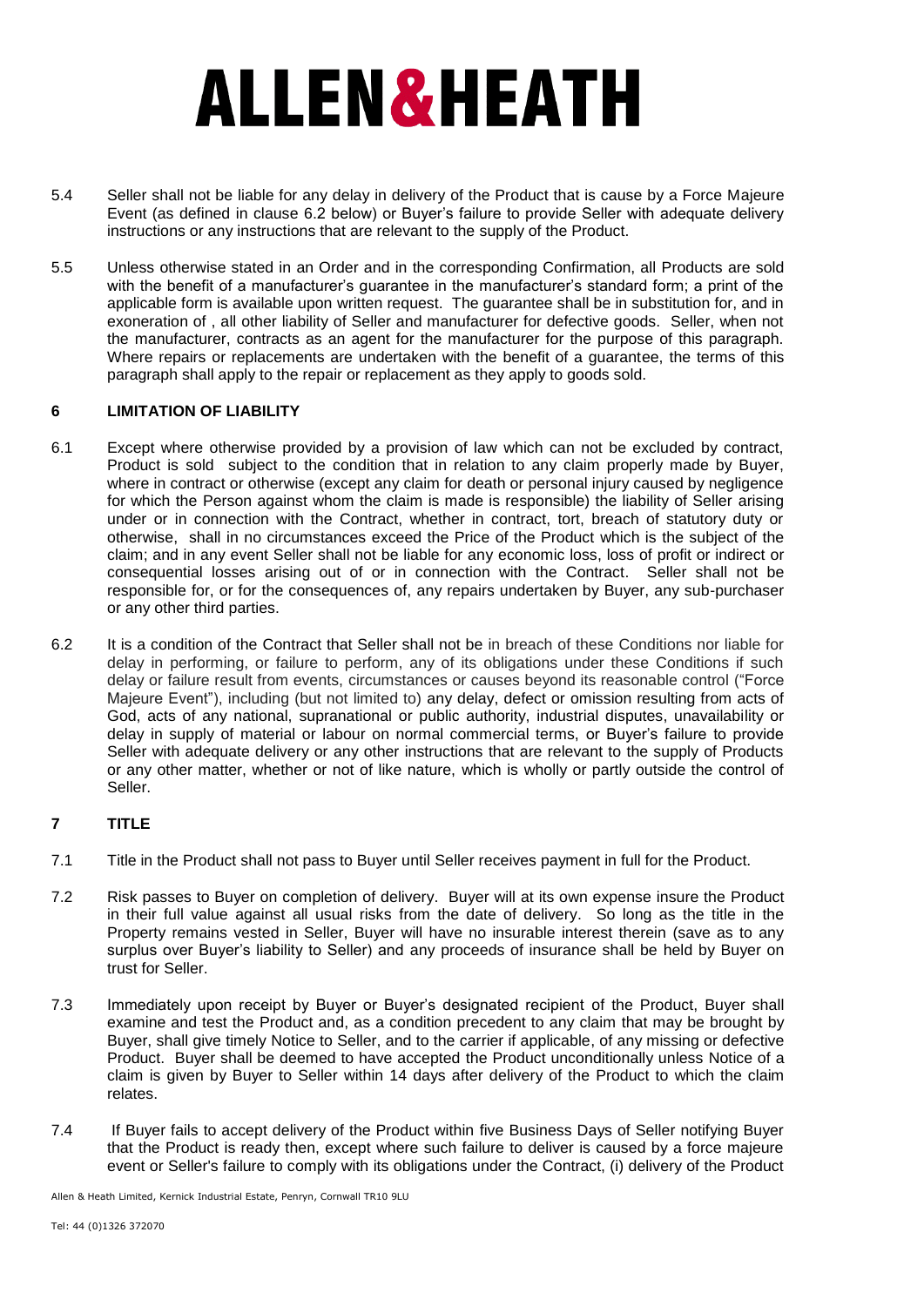5.4 Seller shall not be liable for any delay in delivery of the Product that is cause by a Force Majeure Event (as defined in clause 6.2 below) or Buyer's failure to provide Seller with adequate delivery instructions or any instructions that are relevant to the supply of the Product.

5.5 Unless otherwise stated in an Order and in the corresponding Confirmation, all Products are sold with the benefit of a manufacturer's guarantee in the manufacturer's standard form; a print of the applicable form is available upon written request. The guarantee shall be in substitution for, and in exoneration of , all other liability of Seller and manufacturer for defective goods. Seller, when not the manufacturer, contracts as an agent for the manufacturer for the purpose of this paragraph. Where repairs or replacements are undertaken with the benefit of a guarantee, the terms of this paragraph shall apply to the repair or replacement as they apply to goods sold.

## 6 LIMITATION OF LIABILITY

6.1 Except where otherwise provided by a provision of law which can not be excluded by contract, Product is sold subject to the condition that in relation to any claim properly made by Buyer, where in contract or otherwise (except any claim for death or personal injury caused by negligence for which the Person against whom the claim is made is responsible) the liability of Seller arising under or in connection with the Contract, whether in contract, tort, breach of statutory duty or otherwise, shall in no circumstances exceed the Price of the Product which is the subject of the claim; and in any event Seller shall not be liable for any economic loss, loss of profit or indirect or consequential losses arising out of or in connection with the Contract. Seller shall not be responsible for, or for the consequences of, any repairs undertaken by Buyer, any sub-purchaser or any other third parties.

6.2 It is a condition of the Contract that Seller shall not be in breach of these Conditions nor liable for delay in performing, or failure to perform, any of its obligations under these Conditions if such delay or failure result from events, circumstances or causes beyond its reasonable control ("Force Majeure Event"), including (but not limited to) any delay, defect or omission resulting from acts of God, acts of any national, supranational or public authority, industrial disputes, unavailability or delay in supply of material or labour on normal commercial terms, or Buyer's failure to provide Seller with adequate delivery or any other instructions that are relevant to the supply of Products or any other matter, whether or not of like nature, which is wholly or partly outside the control of Seller.

## 7 TITLE

7.1 Title in the Product shall not pass to Buyer until Seller receives payment in full for the Product.

7.2 Risk passes to Buyer on completion of delivery. Buyer will at its own expense insure the Product in their full value against all usual risks from the date of delivery. So long as the title in the Property remains vested in Seller, Buyer will have no insurable interest therein (save as to any surplus over Buyer's liability to Seller) and any proceeds of insurance shall be held by Buyer on trust for Seller.

7.3 Immediately upon receipt by Buyer or Buyer's designated recipient of the Product, Buyer shall examine and test the Product and, as a condition precedent to any claim that may be brought by Buyer, shall give timely Notice to Seller, and to the carrier if applicable, of any missing or defective Product. Buyer shall be deemed to have accepted the Product unconditionally unless Notice of a claim is given by Buyer to Seller within 14 days after delivery of the Product to which the claim relates.

7.4 If Buyer fails to accept delivery of the Product within five Business Days of Seller notifying Buyer that the Product is ready then, except where such failure to deliver is caused by a force majeure event or Seller's failure to comply with its obligations under the Contract, (i) delivery of the Product

Allen & Heath Limited, Kernick Industrial Estate, Penryn, Cornwall TR10 9LU

Tel: 44 (0)1326 372070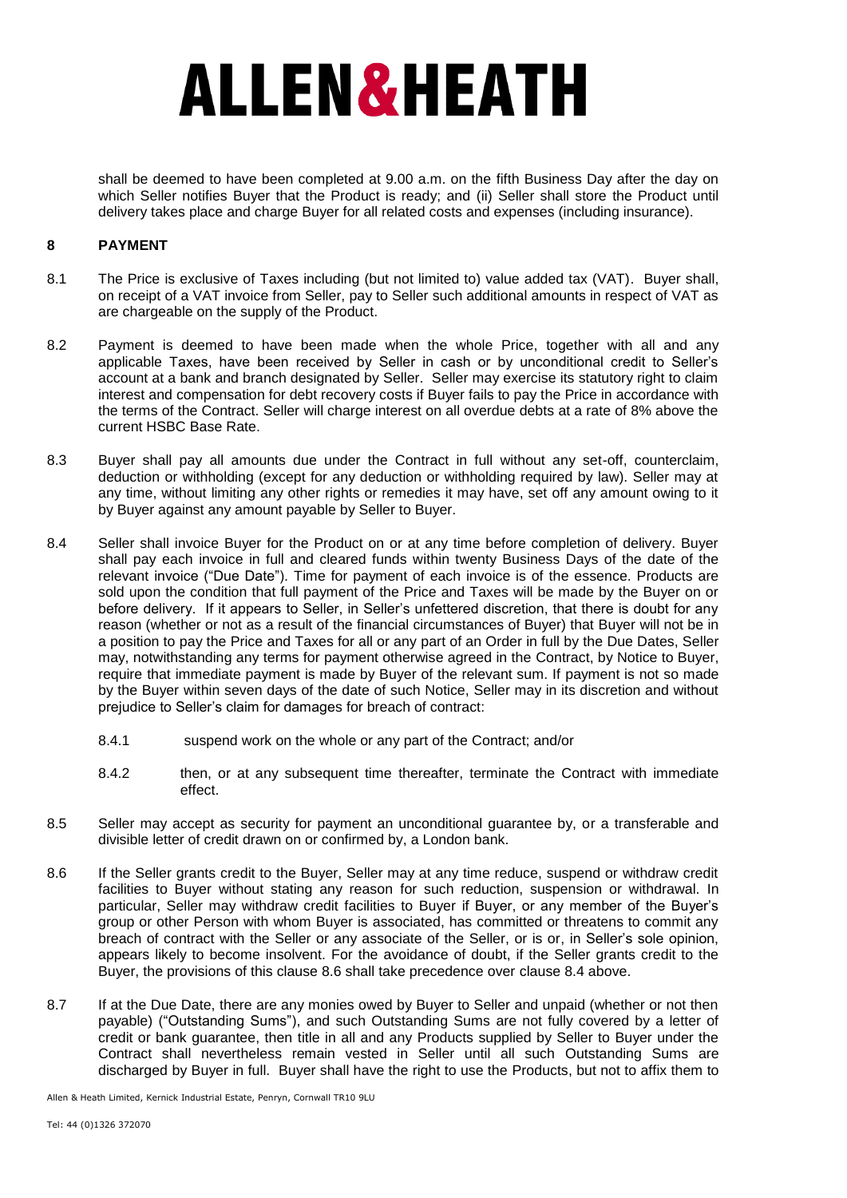shall be deemed to have been completed at 9.00 a.m. on the fifth Business Day after the day on which Seller notifies Buyer that the Product is ready; and (ii) Seller shall store the Product until delivery takes place and charge Buyer for all related costs and expenses (including insurance).

## 8 PAYMENT

8.1 The Price is exclusive of Taxes including (but not limited to) value added tax (VAT). Buyer shall, on receipt of a VAT invoice from Seller, pay to Seller such additional amounts in respect of VAT as are chargeable on the supply of the Product.

8.2 Payment is deemed to have been made when the whole Price, together with all and any applicable Taxes, have been received by Seller in cash or by unconditional credit to Seller's account at a bank and branch designated by Seller. Seller may exercise its statutory right to claim interest and compensation for debt recovery costs if Buyer fails to pay the Price in accordance with the terms of the Contract. Seller will charge interest on all overdue debts at a rate of 8% above the current HSBC Base Rate.

8.3 Buyer shall pay all amounts due under the Contract in full without any set-off, counterclaim, deduction or withholding (except for any deduction or withholding required by law). Seller may at any time, without limiting any other rights or remedies it may have, set off any amount owing to it by Buyer against any amount payable by Seller to Buyer.

8.4 Seller shall invoice Buyer for the Product on or at any time before completion of delivery. Buyer shall pay each invoice in full and cleared funds within twenty Business Days of the date of the relevant invoice ("Due Date"). Time for payment of each invoice is of the essence. Products are sold upon the condition that full payment of the Price and Taxes will be made by the Buyer on or before delivery. If it appears to Seller, in Seller's unfettered discretion, that there is doubt for any reason (whether or not as a result of the financial circumstances of Buyer) that Buyer will not be in a position to pay the Price and Taxes for all or any part of an Order in full by the Due Dates, Seller may, notwithstanding any terms for payment otherwise agreed in the Contract, by Notice to Buyer, require that immediate payment is made by Buyer of the relevant sum. If payment is not so made by the Buyer within seven days of the date of such Notice, Seller may in its discretion and without prejudice to Seller's claim for damages for breach of contract:

8.4.1 suspend work on the whole or any part of the Contract; and/or

8.4.2 then, or at any subsequent time thereafter, terminate the Contract with immediate effect.

8.5 Seller may accept as security for payment an unconditional guarantee by, or a transferable and divisible letter of credit drawn on or confirmed by, a London bank.

8.6 If the Seller grants credit to the Buyer, Seller may at any time reduce, suspend or withdraw credit facilities to Buyer without stating any reason for such reduction, suspension or withdrawal. In particular, Seller may withdraw credit facilities to Buyer if Buyer, or any member of the Buyer's group or other Person with whom Buyer is associated, has committed or threatens to commit any breach of contract with the Seller or any associate of the Seller, or is or, in Seller's sole opinion, appears likely to become insolvent. For the avoidance of doubt, if the Seller grants credit to the Buyer, the provisions of this clause 8.6 shall take precedence over clause 8.4 above.

8.7 If at the Due Date, there are any monies owed by Buyer to Seller and unpaid (whether or not then payable) ("Outstanding Sums"), and such Outstanding Sums are not fully covered by a letter of credit or bank guarantee, then title in all and any Products supplied by Seller to Buyer under the Contract shall nevertheless remain vested in Seller until all such Outstanding Sums are discharged by Buyer in full. Buyer shall have the right to use the Products, but not to affix them to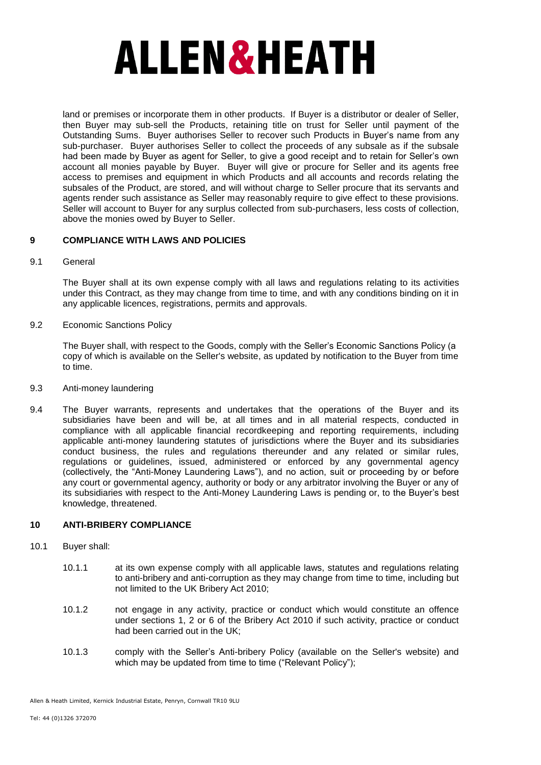land or premises or incorporate them in other products. If Buyer is a distributor or dealer of Seller, then Buyer may sub-sell the Products, retaining title on trust for Seller until payment of the Outstanding Sums. Buyer authorises Seller to recover such Products in Buyer's name from any sub-purchaser. Buyer authorises Seller to collect the proceeds of any subsale as if the subsale had been made by Buyer as agent for Seller, to give a good receipt and to retain for Seller's own account all monies payable by Buyer. Buyer will give or procure for Seller and its agents free access to premises and equipment in which Products and all accounts and records relating the subsales of the Product, are stored, and will without charge to Seller procure that its servants and agents render such assistance as Seller may reasonably require to give effect to these provisions. Seller will account to Buyer for any surplus collected from sub-purchasers, less costs of collection, above the monies owed by Buyer to Seller.

## 9 COMPLIANCE WITH LAWS AND POLICIES

9.1 General

The Buyer shall at its own expense comply with all laws and regulations relating to its activities under this Contract, as they may change from time to time, and with any conditions binding on it in any applicable licences, registrations, permits and approvals.

9.2 Economic Sanctions Policy

The Buyer shall, with respect to the Goods, comply with the Seller's Economic Sanctions Policy (a copy of which is available on the Seller's website, as updated by notification to the Buyer from time to time.

9.3 Anti-money laundering

9.4 The Buyer warrants, represents and undertakes that the operations of the Buyer and its subsidiaries have been and will be, at all times and in all material respects, conducted in compliance with all applicable financial recordkeeping and reporting requirements, including applicable anti-money laundering statutes of jurisdictions where the Buyer and its subsidiaries conduct business, the rules and regulations thereunder and any related or similar rules, regulations or guidelines, issued, administered or enforced by any governmental agency (collectively, the "Anti-Money Laundering Laws"), and no action, suit or proceeding by or before any court or governmental agency, authority or body or any arbitrator involving the Buyer or any of its subsidiaries with respect to the Anti-Money Laundering Laws is pending or, to the Buyer's best knowledge, threatened.

## 10 ANTI-BRIBERY COMPLIANCE

10.1 Buyer shall:

10.1.1 at its own expense comply with all applicable laws, statutes and regulations relating to anti-bribery and anti-corruption as they may change from time to time, including but not limited to the UK Bribery Act 2010;

10.1.2 not engage in any activity, practice or conduct which would constitute an offence under sections 1, 2 or 6 of the Bribery Act 2010 if such activity, practice or conduct had been carried out in the UK;

10.1.3 comply with the Seller's Anti-bribery Policy (available on the Seller's website) and which may be updated from time to time ("Relevant Policy");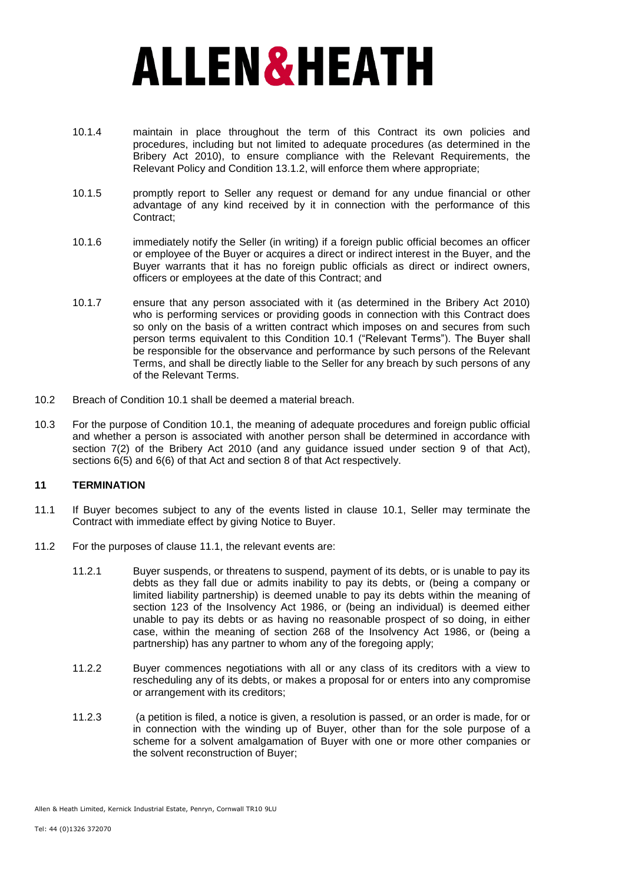10.1.4 maintain in place throughout the term of this Contract its own policies and procedures, including but not limited to adequate procedures (as determined in the Bribery Act 2010), to ensure compliance with the Relevant Requirements, the Relevant Policy and Condition 13.1.2, will enforce them where appropriate;

10.1.5 promptly report to Seller any request or demand for any undue financial or other advantage of any kind received by it in connection with the performance of this Contract;

10.1.6 immediately notify the Seller (in writing) if a foreign public official becomes an officer or employee of the Buyer or acquires a direct or indirect interest in the Buyer, and the Buyer warrants that it has no foreign public officials as direct or indirect owners, officers or employees at the date of this Contract; and

10.1.7 ensure that any person associated with it (as determined in the Bribery Act 2010) who is performing services or providing goods in connection with this Contract does so only on the basis of a written contract which imposes on and secures from such person terms equivalent to this Condition 10.1 ("Relevant Terms"). The Buyer shall be responsible for the observance and performance by such persons of the Relevant Terms, and shall be directly liable to the Seller for any breach by such persons of any of the Relevant Terms.

10.2 Breach of Condition 10.1 shall be deemed a material breach.

10.3 For the purpose of Condition 10.1, the meaning of adequate procedures and foreign public official and whether a person is associated with another person shall be determined in accordance with section 7(2) of the Bribery Act 2010 (and any guidance issued under section 9 of that Act), sections 6(5) and 6(6) of that Act and section 8 of that Act respectively.

## 11 TERMINATION

11.1 If Buyer becomes subject to any of the events listed in clause 10.1, Seller may terminate the Contract with immediate effect by giving Notice to Buyer.

11.2 For the purposes of clause 11.1, the relevant events are:

11.2.1 Buyer suspends, or threatens to suspend, payment of its debts, or is unable to pay its debts as they fall due or admits inability to pay its debts, or (being a company or limited liability partnership) is deemed unable to pay its debts within the meaning of section 123 of the Insolvency Act 1986, or (being an individual) is deemed either unable to pay its debts or as having no reasonable prospect of so doing, in either case, within the meaning of section 268 of the Insolvency Act 1986, or (being a partnership) has any partner to whom any of the foregoing apply;

11.2.2 Buyer commences negotiations with all or any class of its creditors with a view to rescheduling any of its debts, or makes a proposal for or enters into any compromise or arrangement with its creditors;

11.2.3 (a petition is filed, a notice is given, a resolution is passed, or an order is made, for or in connection with the winding up of Buyer, other than for the sole purpose of a scheme for a solvent amalgamation of Buyer with one or more other companies or the solvent reconstruction of Buyer;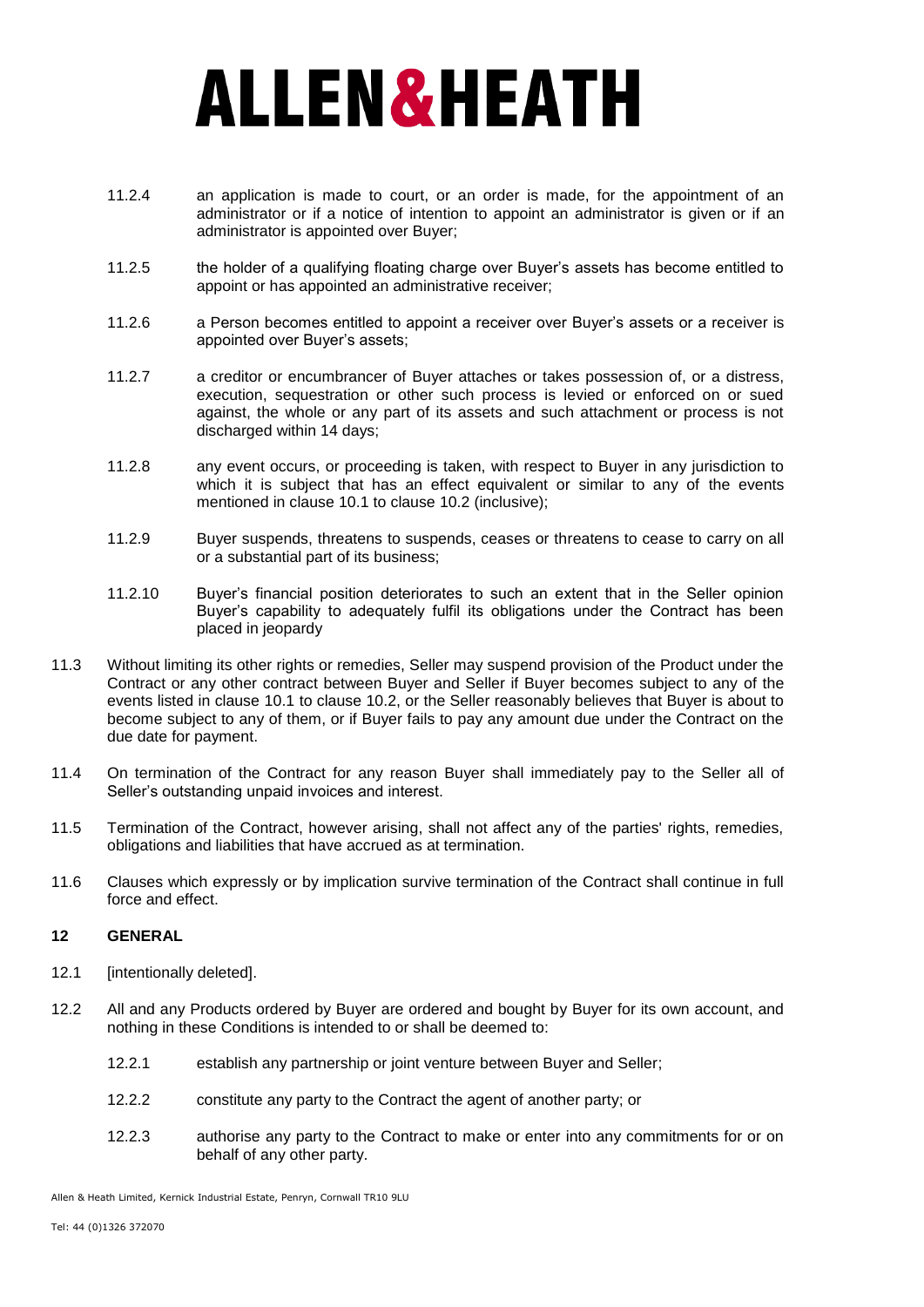11.2.4 an application is made to court, or an order is made, for the appointment of an administrator or if a notice of intention to appoint an administrator is given or if an administrator is appointed over Buyer;

11.2.5 the holder of a qualifying floating charge over Buyer's assets has become entitled to appoint or has appointed an administrative receiver;

11.2.6 a Person becomes entitled to appoint a receiver over Buyer's assets or a receiver is appointed over Buyer's assets;

11.2.7 a creditor or encumbrancer of Buyer attaches or takes possession of, or a distress, execution, sequestration or other such process is levied or enforced on or sued against, the whole or any part of its assets and such attachment or process is not discharged within 14 days;

11.2.8 any event occurs, or proceeding is taken, with respect to Buyer in any jurisdiction to which it is subject that has an effect equivalent or similar to any of the events mentioned in clause 10.1 to clause 10.2 (inclusive);

11.2.9 Buyer suspends, threatens to suspends, ceases or threatens to cease to carry on all or a substantial part of its business;

11.2.10 Buyer's financial position deteriorates to such an extent that in the Seller opinion Buyer's capability to adequately fulfil its obligations under the Contract has been placed in jeopardy

11.3 Without limiting its other rights or remedies, Seller may suspend provision of the Product under the Contract or any other contract between Buyer and Seller if Buyer becomes subject to any of the events listed in clause 10.1 to clause 10.2, or the Seller reasonably believes that Buyer is about to become subject to any of them, or if Buyer fails to pay any amount due under the Contract on the due date for payment.

11.4 On termination of the Contract for any reason Buyer shall immediately pay to the Seller all of Seller's outstanding unpaid invoices and interest.

11.5 Termination of the Contract, however arising, shall not affect any of the parties' rights, remedies, obligations and liabilities that have accrued as at termination.

11.6 Clauses which expressly or by implication survive termination of the Contract shall continue in full force and effect.

## 12 GENERAL

12.1 [intentionally deleted].

12.2 All and any Products ordered by Buyer are ordered and bought by Buyer for its own account, and nothing in these Conditions is intended to or shall be deemed to:

12.2.1 establish any partnership or joint venture between Buyer and Seller;

12.2.2 constitute any party to the Contract the agent of another party; or

12.2.3 authorise any party to the Contract to make or enter into any commitments for or on behalf of any other party.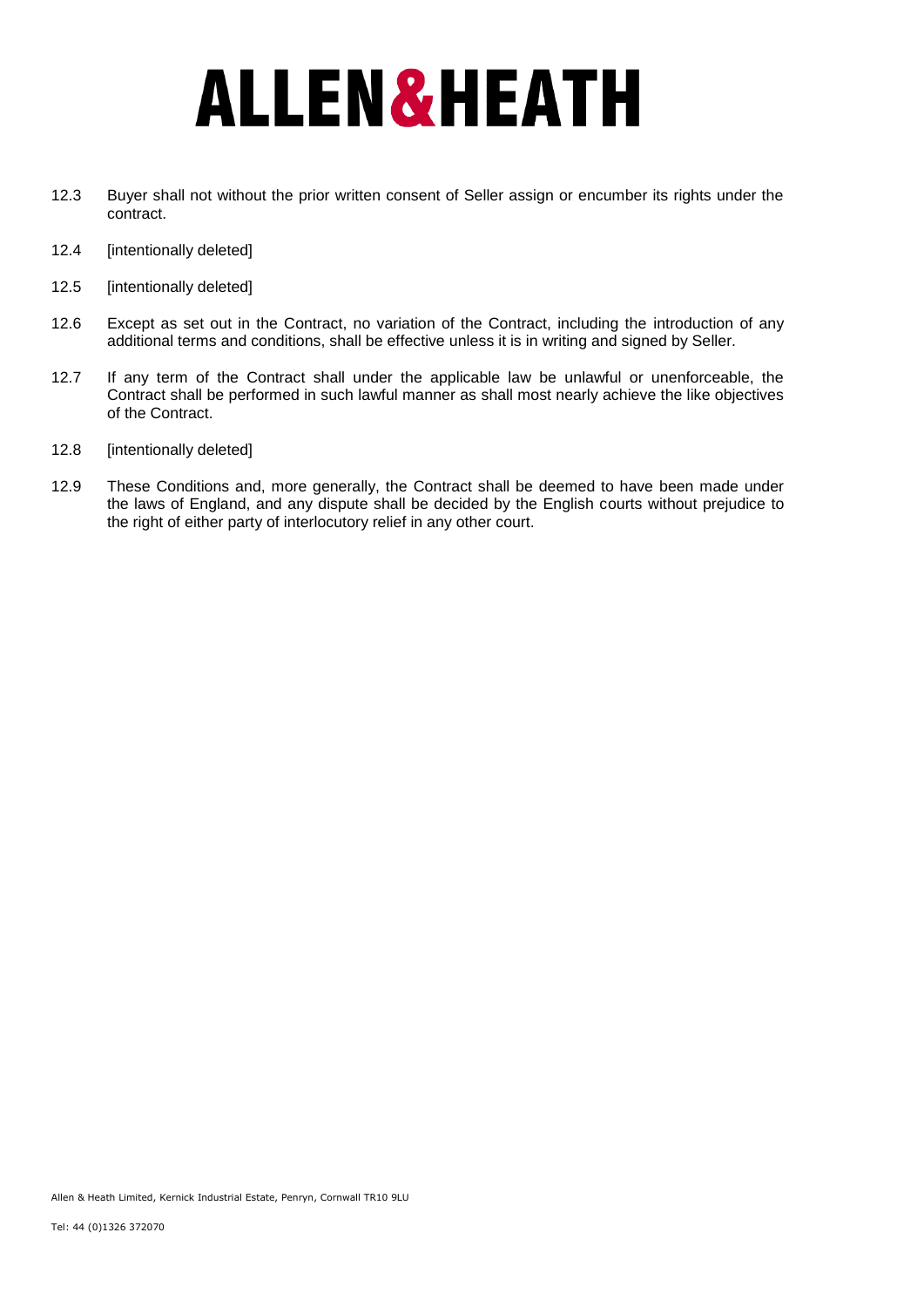12.3 Buyer shall not without the prior written consent of Seller assign or encumber its rights under the contract.

12.4 [intentionally deleted]

12.5 [intentionally deleted]

12.6 Except as set out in the Contract, no variation of the Contract, including the introduction of any additional terms and conditions, shall be effective unless it is in writing and signed by Seller.

12.7 If any term of the Contract shall under the applicable law be unlawful or unenforceable, the Contract shall be performed in such lawful manner as shall most nearly achieve the like objectives of the Contract.

12.8 [intentionally deleted]

12.9 These Conditions and, more generally, the Contract shall be deemed to have been made under the laws of England, and any dispute shall be decided by the English courts without prejudice to the right of either party of interlocutory relief in any other court.